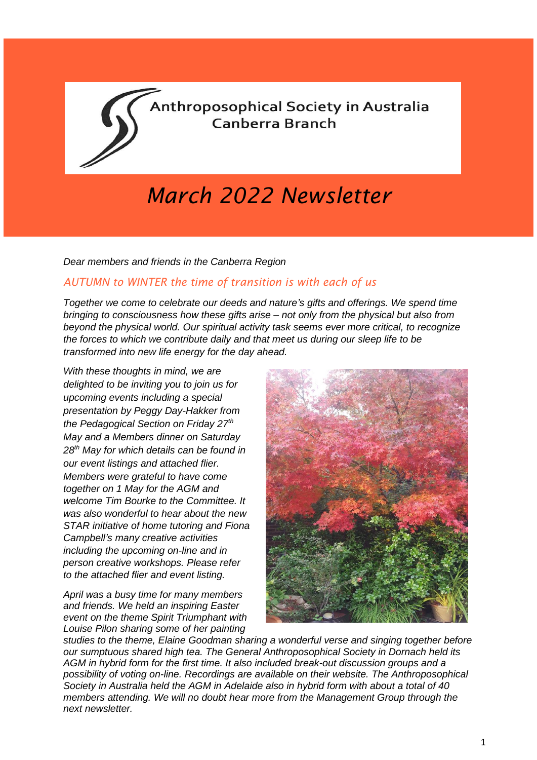Anthropospophical Society in Australia
Canberra Branch

# *March 2022 Newsletter*

*Dear members and friends in the Canberra Region*

## *AUTUMN to WINTER the time of transition is with each of us*

*Together we come to celebrate our deeds and nature's gifts and offerings. We spend time bringing to consciousness how these gifts arise – not only from the physical but also from beyond the physical world. Our spiritual activity task seems ever more critical, to recognize the forces to which we contribute daily and that meet us during our sleep life to be transformed into new life energy for the day ahead.*

*With these thoughts in mind, we are delighted to be inviting you to join us for upcoming events including a special presentation by Peggy Day-Hakker from the Pedagogical Section on Friday 27th May and a Members dinner on Saturday 28th May for which details can be found in our event listings and attached flier. Members were grateful to have come together on 1 May for the AGM and welcome Tim Bourke to the Committee. It was also wonderful to hear about the new STAR initiative of home tutoring and Fiona Campbell's many creative activities including the upcoming on-line and in person creative workshops. Please refer to the attached flier and event listing.*

*April was a busy time for many members and friends. We held an inspiring Easter event on the theme Spirit Triumphant with Louise Pilon sharing some of her painting studies to the theme, Elaine Goodman sharing a wonderful verse and singing together before our sumptuous shared high tea. The General Anthroposophical Society in Dornach held its AGM in hybrid form for the first time. It also included break-out discussion groups and a possibility of voting on-line. Recordings are available on their website. The Anthroposophical Society in Australia held the AGM in Adelaide also in hybrid form with about a total of 40 members attending. We will no doubt hear more from the Management Group through the next newsletter.*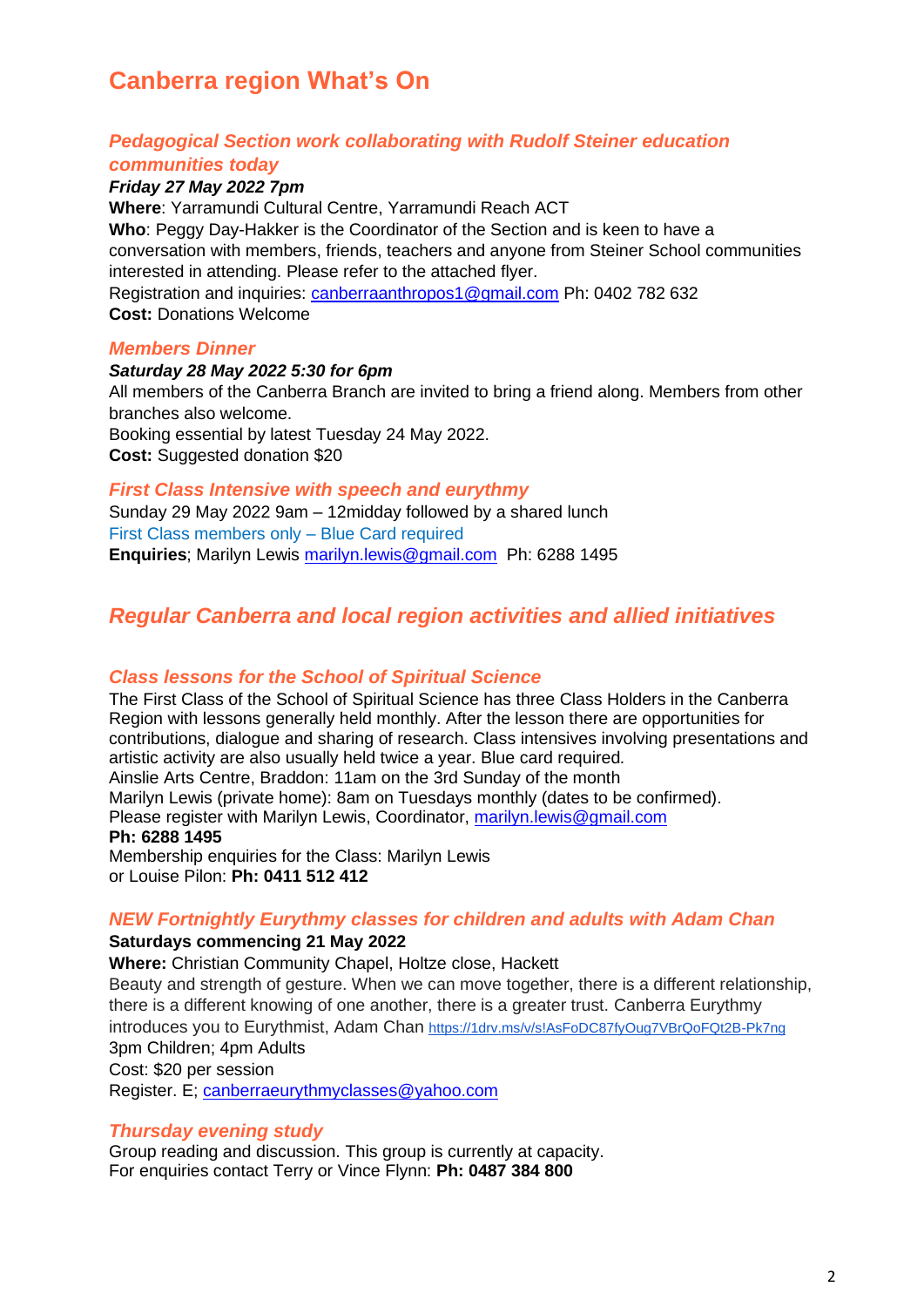# Canberra region What's On

### *Pedagogical Section work collaborating with Rudolf Steiner education communities today*

***Friday 27 May 2022 7pm***

**Where**: Yarramundi Cultural Centre, Yarramundi Reach ACT

**Who**: Peggy Day-Hakker is the Coordinator of the Section and is keen to have a conversation with members, friends, teachers and anyone from Steiner School communities interested in attending. Please refer to the attached flyer.

Registration and inquiries: canberraanthropos1@gmail.com Ph: 0402 782 632

**Cost:** Donations Welcome

### *Members Dinner*

***Saturday 28 May 2022 5:30 for 6pm***

All members of the Canberra Branch are invited to bring a friend along. Members from other branches also welcome.

Booking essential by latest Tuesday 24 May 2022.

**Cost:** Suggested donation $20

### *First Class Intensive with speech and eurythmy*

Sunday 29 May 2022 9am – 12midday followed by a shared lunch

First Class members only – Blue Card required

**Enquiries**; Marilyn Lewis marilyn.lewis@gmail.com Ph: 6288 1495

## *Regular Canberra and local region activities and allied initiatives*

### *Class lessons for the School of Spiritual Science*

The First Class of the School of Spiritual Science has three Class Holders in the Canberra Region with lessons generally held monthly. After the lesson there are opportunities for contributions, dialogue and sharing of research. Class intensives involving presentations and artistic activity are also usually held twice a year. Blue card required.

Ainslie Arts Centre, Braddon: 11am on the 3rd Sunday of the month

Marilyn Lewis (private home): 8am on Tuesdays monthly (dates to be confirmed).

Please register with Marilyn Lewis, Coordinator, marilyn.lewis@gmail.com

**Ph: 6288 1495**

Membership enquiries for the Class: Marilyn Lewis

or Louise Pilon: **Ph: 0411 512 412**

### *NEW Fortnightly Eurythmy classes for children and adults with Adam Chan*

**Saturdays commencing 21 May 2022**

**Where:** Christian Community Chapel, Holtze close, Hackett

Beauty and strength of gesture. When we can move together, there is a different relationship, there is a different knowing of one another, there is a greater trust. Canberra Eurythmy introduces you to Eurythmist, Adam Chan https://1drv.ms/v/s!AsFoDC87fyOug7VBrQoFQt2B-Pk7ng

3pm Children; 4pm Adults

Cost: $20 per session

Register. E; canberraeurythmyclasses@yahoo.com

### *Thursday evening study*

Group reading and discussion. This group is currently at capacity.

For enquiries contact Terry or Vince Flynn: **Ph: 0487 384 800**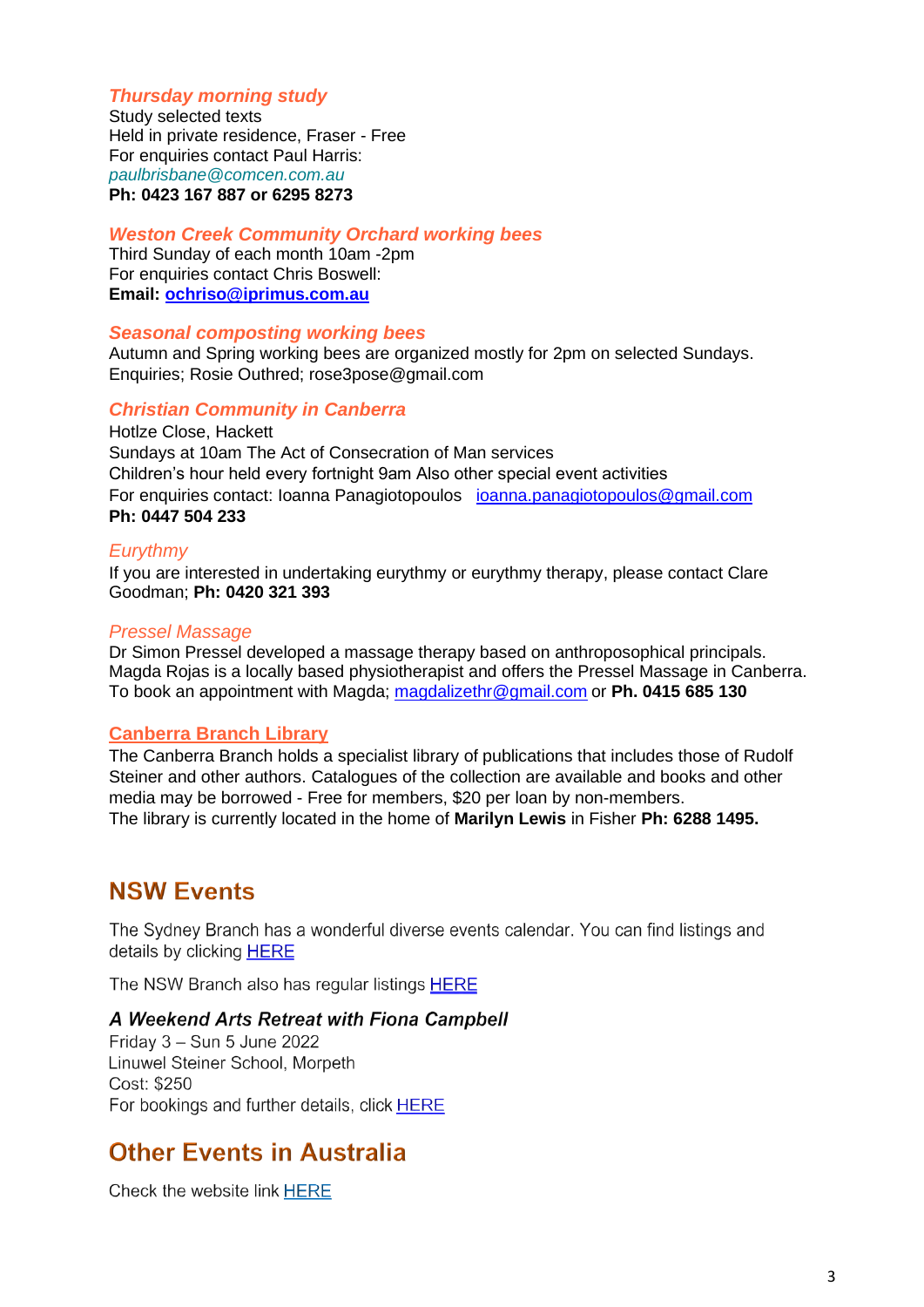### *Thursday morning study*

Study selected texts
Held in private residence, Fraser - Free
For enquiries contact Paul Harris:
*paulbrisbane@comcen.com.au*
**Ph: 0423 167 887 or 6295 8273**

### *Weston Creek Community Orchard working bees*

Third Sunday of each month 10am -2pm
For enquiries contact Chris Boswell:
**Email: ochriso@iprimus.com.au**

### *Seasonal composting working bees*

Autumn and Spring working bees are organized mostly for 2pm on selected Sundays.
Enquiries; Rosie Outhred; rose3pose@gmail.com

### *Christian Community in Canberra*

Hotlze Close, Hackett
Sundays at 10am The Act of Consecration of Man services
Children's hour held every fortnight 9am Also other special event activities
For enquiries contact: Ioanna Panagiotopoulos ioanna.panagiotopoulos@gmail.com
**Ph: 0447 504 233**

### *Eurythmy*

If you are interested in undertaking eurythmy or eurythmy therapy, please contact Clare Goodman; **Ph: 0420 321 393**

### *Pressel Massage*

Dr Simon Pressel developed a massage therapy based on anthroposophical principals.
Magda Rojas is a locally based physiotherapist and offers the Pressel Massage in Canberra.
To book an appointment with Magda; magdalizethr@gmail.com or **Ph. 0415 685 130**

### Canberra Branch Library

The Canberra Branch holds a specialist library of publications that includes those of Rudolf Steiner and other authors. Catalogues of the collection are available and books and other media may be borrowed - Free for members, $20 per loan by non-members.
The library is currently located in the home of **Marilyn Lewis** in Fisher **Ph: 6288 1495.**

## NSW Events

The Sydney Branch has a wonderful diverse events calendar. You can find listings and details by clicking HERE

The NSW Branch also has regular listings HERE

### *A Weekend Arts Retreat with Fiona Campbell*

Friday 3 – Sun 5 June 2022
Linuwel Steiner School, Morpeth
Cost: $250
For bookings and further details, click HERE

## Other Events in Australia

Check the website link HERE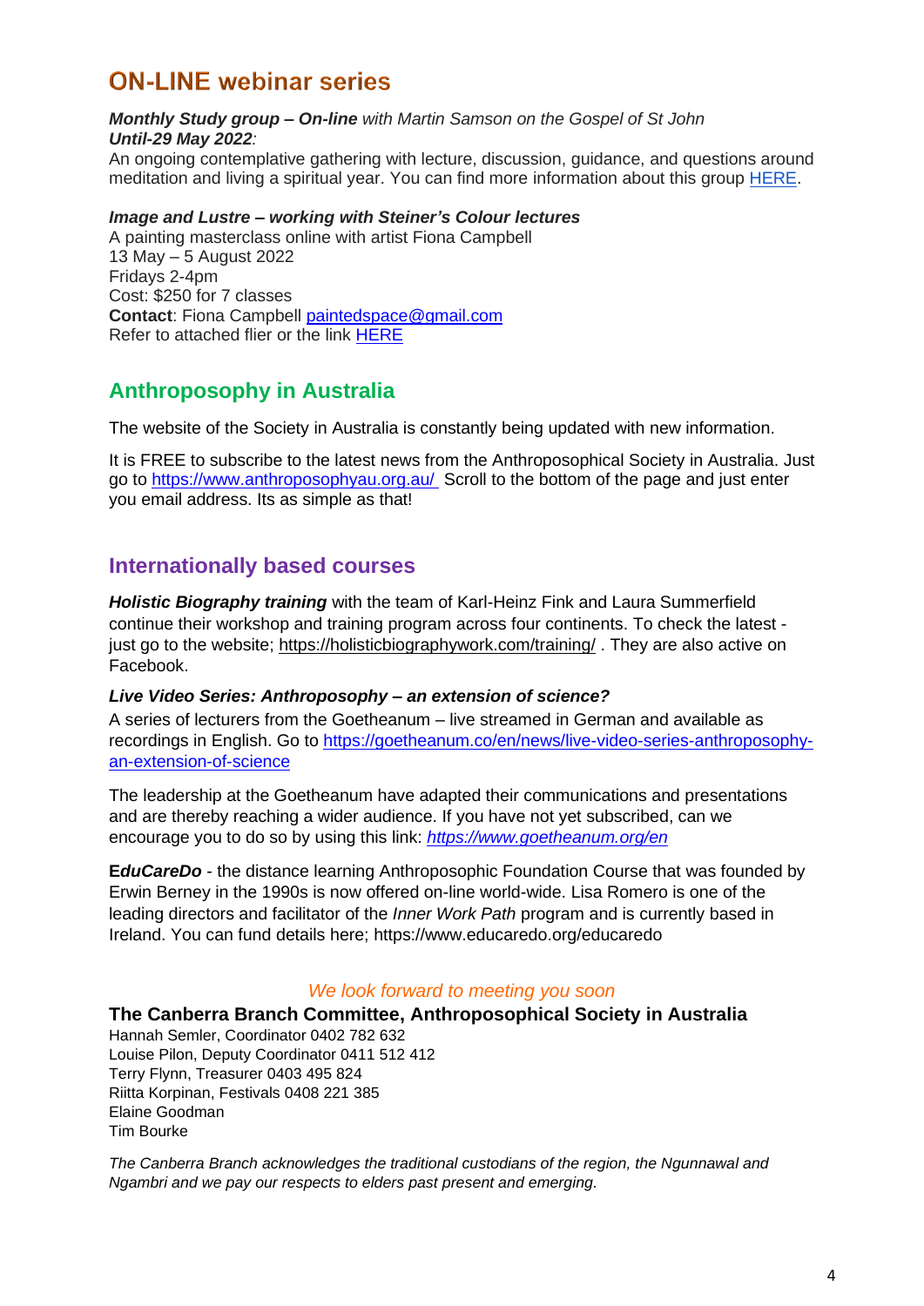## ON-LINE webinar series

***Monthly Study group – On-line*** *with Martin Samson on the Gospel of St John*
***Until-29 May 2022****:*
An ongoing contemplative gathering with lecture, discussion, guidance, and questions around meditation and living a spiritual year. You can find more information about this group HERE.

***Image and Lustre – working with Steiner's Colour lectures***
A painting masterclass online with artist Fiona Campbell
13 May – 5 August 2022
Fridays 2-4pm
Cost: $250 for 7 classes
**Contact**: Fiona Campbell paintedspace@gmail.com
Refer to attached flier or the link HERE

## Anthroposophy in Australia

The website of the Society in Australia is constantly being updated with new information.

It is FREE to subscribe to the latest news from the Anthroposophical Society in Australia. Just go to https://www.anthroposophyau.org.au/ Scroll to the bottom of the page and just enter you email address. Its as simple as that!

## Internationally based courses

***Holistic Biography training*** with the team of Karl-Heinz Fink and Laura Summerfield continue their workshop and training program across four continents. To check the latest - just go to the website; https://holisticbiographywork.com/training/ . They are also active on Facebook.

***Live Video Series: Anthroposophy – an extension of science?***
A series of lecturers from the Goetheanum – live streamed in German and available as recordings in English. Go to https://goetheanum.co/en/news/live-video-series-anthroposophy-an-extension-of-science

The leadership at the Goetheanum have adapted their communications and presentations and are thereby reaching a wider audience. If you have not yet subscribed, can we encourage you to do so by using this link: *https://www.goetheanum.org/en*

**E*duCareDo*** - the distance learning Anthroposophic Foundation Course that was founded by Erwin Berney in the 1990s is now offered on-line world-wide. Lisa Romero is one of the leading directors and facilitator of the *Inner Work Path* program and is currently based in Ireland. You can fund details here; https://www.educaredo.org/educaredo

*We look forward to meeting you soon*

**The Canberra Branch Committee, Anthroposophical Society in Australia**
Hannah Semler, Coordinator 0402 782 632
Louise Pilon, Deputy Coordinator 0411 512 412
Terry Flynn, Treasurer 0403 495 824
Riitta Korpinan, Festivals 0408 221 385
Elaine Goodman
Tim Bourke

*The Canberra Branch acknowledges the traditional custodians of the region, the Ngunnawal and Ngambri and we pay our respects to elders past present and emerging.*